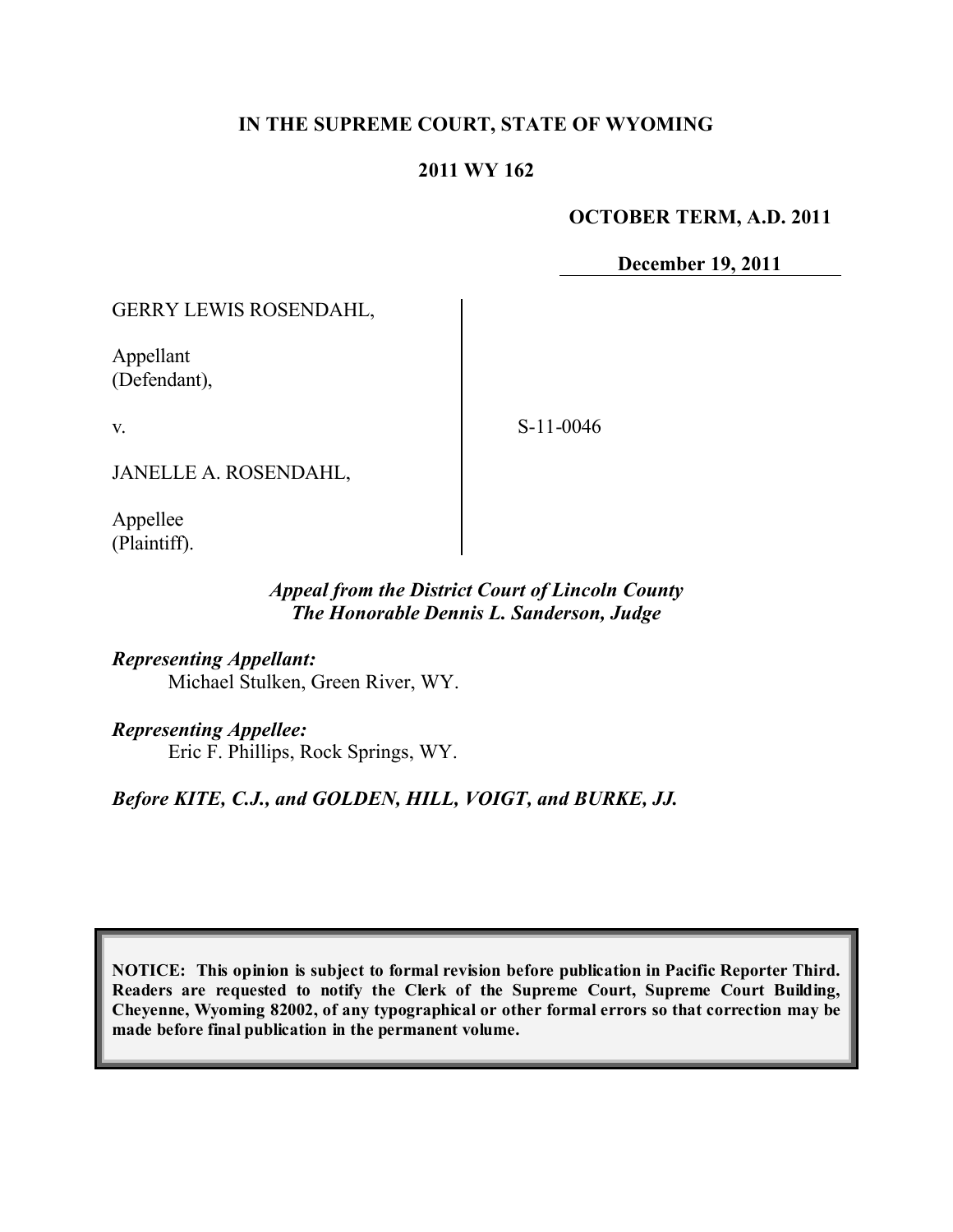**IN THE SUPREME COURT, STATE OF WYOMING**

**2011 WY 162**

**OCTOBER TERM, A.D. 2011**

**December 19, 2011**

GERRY LEWIS ROSENDAHL,

Appellant
(Defendant),

v.

JANELLE A. ROSENDAHL,

Appellee
(Plaintiff).

S-11-0046

***Appeal from the District Court of Lincoln County***
***The Honorable Dennis L. Sanderson, Judge***

***Representing Appellant:***
Michael Stulken, Green River, WY.

***Representing Appellee:***
Eric F. Phillips, Rock Springs, WY.

***Before KITE, C.J., and GOLDEN, HILL, VOIGT, and BURKE, JJ.***

**NOTICE: This opinion is subject to formal revision before publication in Pacific Reporter Third. Readers are requested to notify the Clerk of the Supreme Court, Supreme Court Building, Cheyenne, Wyoming 82002, of any typographical or other formal errors so that correction may be made before final publication in the permanent volume.**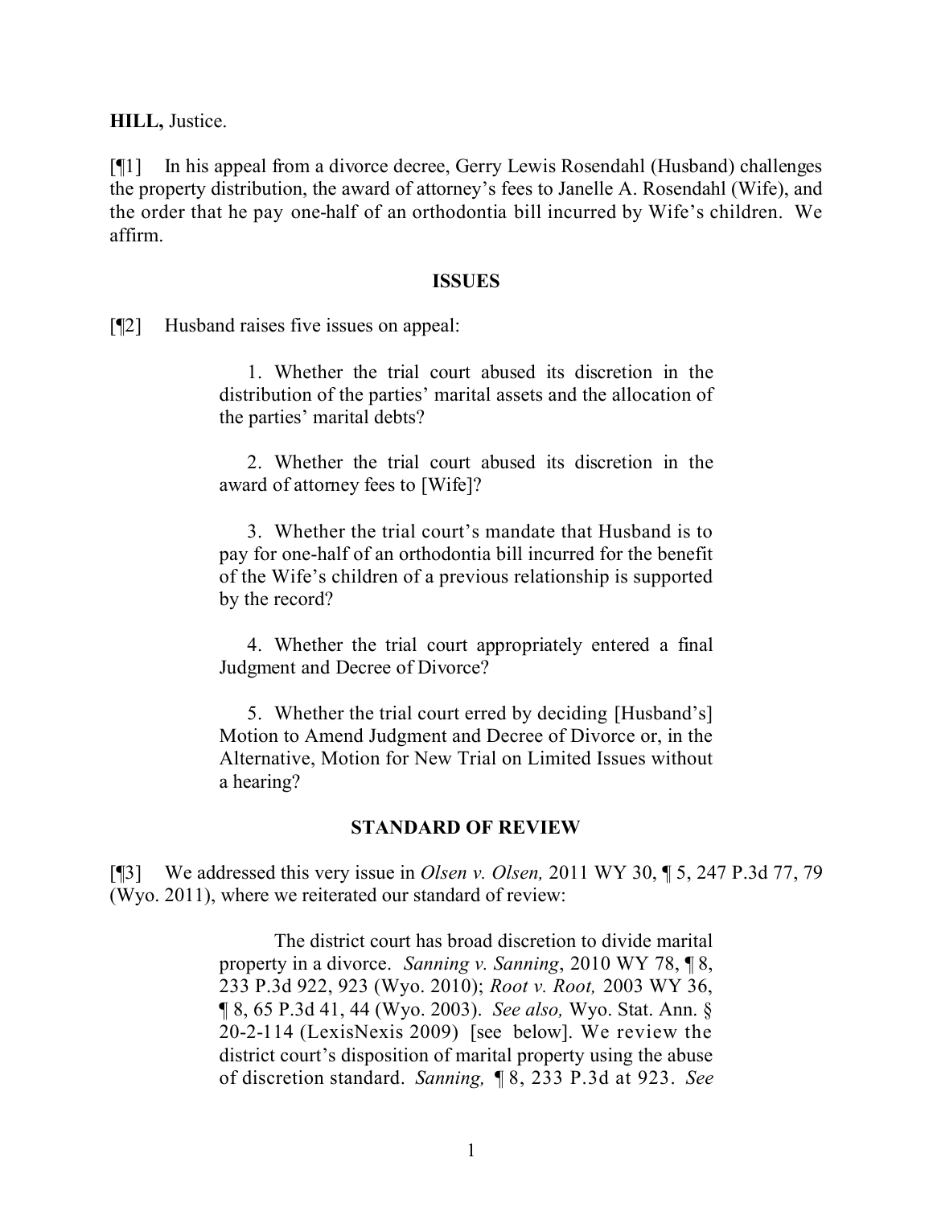**HILL,** Justice.

[¶1] In his appeal from a divorce decree, Gerry Lewis Rosendahl (Husband) challenges the property distribution, the award of attorney's fees to Janelle A. Rosendahl (Wife), and the order that he pay one-half of an orthodontia bill incurred by Wife's children. We affirm.

## ISSUES

[¶2] Husband raises five issues on appeal:

> 1. Whether the trial court abused its discretion in the distribution of the parties' marital assets and the allocation of the parties' marital debts?
>
> 2. Whether the trial court abused its discretion in the award of attorney fees to [Wife]?
>
> 3. Whether the trial court's mandate that Husband is to pay for one-half of an orthodontia bill incurred for the benefit of the Wife's children of a previous relationship is supported by the record?
>
> 4. Whether the trial court appropriately entered a final Judgment and Decree of Divorce?
>
> 5. Whether the trial court erred by deciding [Husband's] Motion to Amend Judgment and Decree of Divorce or, in the Alternative, Motion for New Trial on Limited Issues without a hearing?

## STANDARD OF REVIEW

[¶3] We addressed this very issue in *Olsen v. Olsen,* 2011 WY 30, ¶ 5, 247 P.3d 77, 79 (Wyo. 2011), where we reiterated our standard of review:

> The district court has broad discretion to divide marital property in a divorce. *Sanning v. Sanning*, 2010 WY 78, ¶ 8, 233 P.3d 922, 923 (Wyo. 2010); *Root v. Root,* 2003 WY 36, ¶ 8, 65 P.3d 41, 44 (Wyo. 2003). *See also,* Wyo. Stat. Ann. § 20-2-114 (LexisNexis 2009) [see below]. We review the district court's disposition of marital property using the abuse of discretion standard. *Sanning,* ¶ 8, 233 P.3d at 923. *See*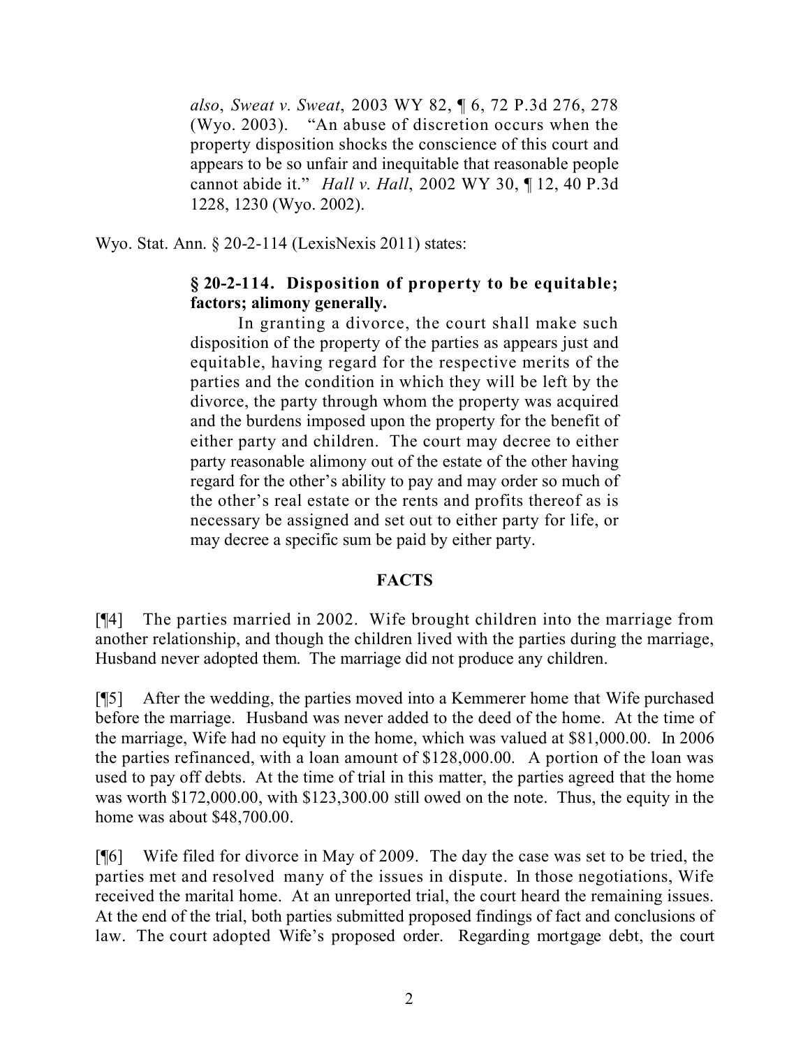> *also*, *Sweat v. Sweat*, 2003 WY 82, ¶ 6, 72 P.3d 276, 278 (Wyo. 2003). "An abuse of discretion occurs when the property disposition shocks the conscience of this court and appears to be so unfair and inequitable that reasonable people cannot abide it." *Hall v. Hall*, 2002 WY 30, ¶ 12, 40 P.3d 1228, 1230 (Wyo. 2002).

Wyo. Stat. Ann. § 20-2-114 (LexisNexis 2011) states:

> **§ 20-2-114. Disposition of property to be equitable; factors; alimony generally.**
>
> In granting a divorce, the court shall make such disposition of the property of the parties as appears just and equitable, having regard for the respective merits of the parties and the condition in which they will be left by the divorce, the party through whom the property was acquired and the burdens imposed upon the property for the benefit of either party and children. The court may decree to either party reasonable alimony out of the estate of the other having regard for the other's ability to pay and may order so much of the other's real estate or the rents and profits thereof as is necessary be assigned and set out to either party for life, or may decree a specific sum be paid by either party.

## FACTS

[¶4] The parties married in 2002. Wife brought children into the marriage from another relationship, and though the children lived with the parties during the marriage, Husband never adopted them. The marriage did not produce any children.

[¶5] After the wedding, the parties moved into a Kemmerer home that Wife purchased before the marriage. Husband was never added to the deed of the home. At the time of the marriage, Wife had no equity in the home, which was valued at $81,000.00. In 2006 the parties refinanced, with a loan amount of $128,000.00. A portion of the loan was used to pay off debts. At the time of trial in this matter, the parties agreed that the home was worth $172,000.00, with $123,300.00 still owed on the note. Thus, the equity in the home was about $48,700.00.

[¶6] Wife filed for divorce in May of 2009. The day the case was set to be tried, the parties met and resolved many of the issues in dispute. In those negotiations, Wife received the marital home. At an unreported trial, the court heard the remaining issues. At the end of the trial, both parties submitted proposed findings of fact and conclusions of law. The court adopted Wife's proposed order. Regarding mortgage debt, the court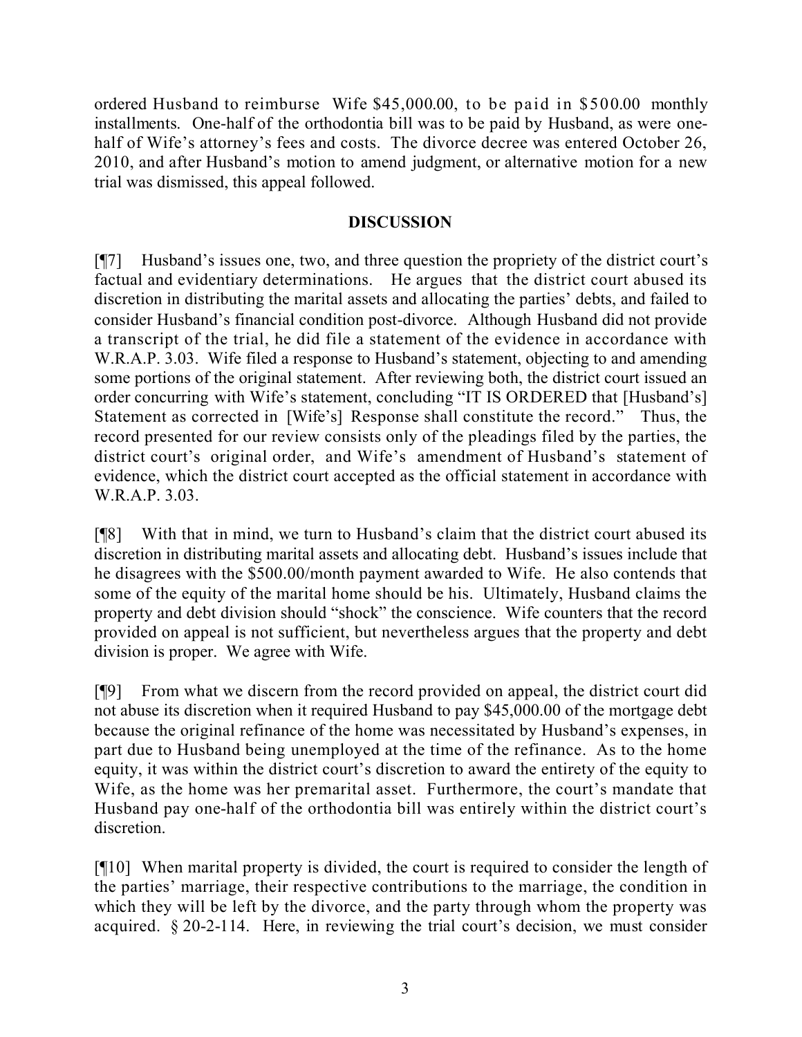ordered Husband to reimburse Wife $45,000.00, to be paid in $500.00 monthly installments. One-half of the orthodontia bill was to be paid by Husband, as were one-half of Wife's attorney's fees and costs. The divorce decree was entered October 26, 2010, and after Husband's motion to amend judgment, or alternative motion for a new trial was dismissed, this appeal followed.

## DISCUSSION

[¶7] Husband's issues one, two, and three question the propriety of the district court's factual and evidentiary determinations. He argues that the district court abused its discretion in distributing the marital assets and allocating the parties' debts, and failed to consider Husband's financial condition post-divorce. Although Husband did not provide a transcript of the trial, he did file a statement of the evidence in accordance with W.R.A.P. 3.03. Wife filed a response to Husband's statement, objecting to and amending some portions of the original statement. After reviewing both, the district court issued an order concurring with Wife's statement, concluding "IT IS ORDERED that [Husband's] Statement as corrected in [Wife's] Response shall constitute the record." Thus, the record presented for our review consists only of the pleadings filed by the parties, the district court's original order, and Wife's amendment of Husband's statement of evidence, which the district court accepted as the official statement in accordance with W.R.A.P. 3.03.

[¶8] With that in mind, we turn to Husband's claim that the district court abused its discretion in distributing marital assets and allocating debt. Husband's issues include that he disagrees with the $500.00/month payment awarded to Wife. He also contends that some of the equity of the marital home should be his. Ultimately, Husband claims the property and debt division should "shock" the conscience. Wife counters that the record provided on appeal is not sufficient, but nevertheless argues that the property and debt division is proper. We agree with Wife.

[¶9] From what we discern from the record provided on appeal, the district court did not abuse its discretion when it required Husband to pay $45,000.00 of the mortgage debt because the original refinance of the home was necessitated by Husband's expenses, in part due to Husband being unemployed at the time of the refinance. As to the home equity, it was within the district court's discretion to award the entirety of the equity to Wife, as the home was her premarital asset. Furthermore, the court's mandate that Husband pay one-half of the orthodontia bill was entirely within the district court's discretion.

[¶10] When marital property is divided, the court is required to consider the length of the parties' marriage, their respective contributions to the marriage, the condition in which they will be left by the divorce, and the party through whom the property was acquired. § 20-2-114. Here, in reviewing the trial court's decision, we must consider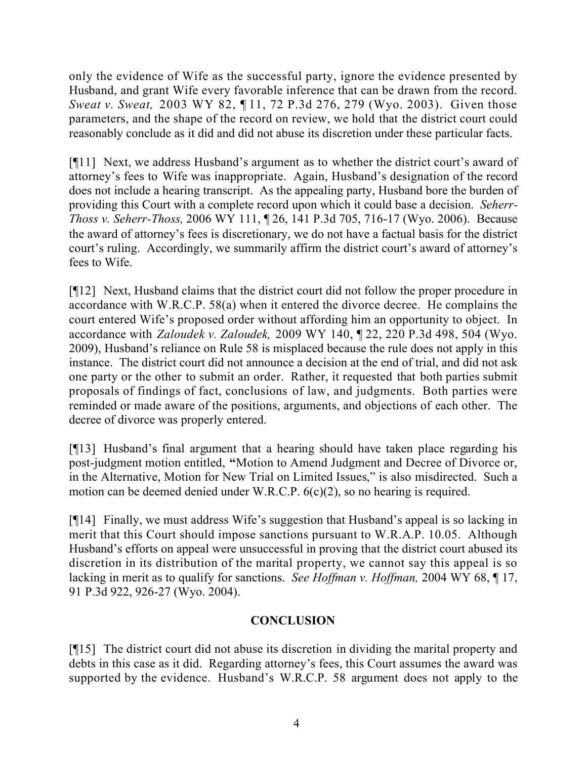only the evidence of Wife as the successful party, ignore the evidence presented by Husband, and grant Wife every favorable inference that can be drawn from the record. *Sweat v. Sweat,* 2003 WY 82, ¶ 11, 72 P.3d 276, 279 (Wyo. 2003). Given those parameters, and the shape of the record on review, we hold that the district court could reasonably conclude as it did and did not abuse its discretion under these particular facts.

[¶11] Next, we address Husband's argument as to whether the district court's award of attorney's fees to Wife was inappropriate. Again, Husband's designation of the record does not include a hearing transcript. As the appealing party, Husband bore the burden of providing this Court with a complete record upon which it could base a decision. *Seherr-Thoss v. Seherr-Thoss,* 2006 WY 111, ¶ 26, 141 P.3d 705, 716-17 (Wyo. 2006). Because the award of attorney's fees is discretionary, we do not have a factual basis for the district court's ruling. Accordingly, we summarily affirm the district court's award of attorney's fees to Wife.

[¶12] Next, Husband claims that the district court did not follow the proper procedure in accordance with W.R.C.P. 58(a) when it entered the divorce decree. He complains the court entered Wife's proposed order without affording him an opportunity to object. In accordance with *Zaloudek v. Zaloudek,* 2009 WY 140, ¶ 22, 220 P.3d 498, 504 (Wyo. 2009), Husband's reliance on Rule 58 is misplaced because the rule does not apply in this instance. The district court did not announce a decision at the end of trial, and did not ask one party or the other to submit an order. Rather, it requested that both parties submit proposals of findings of fact, conclusions of law, and judgments. Both parties were reminded or made aware of the positions, arguments, and objections of each other. The decree of divorce was properly entered.

[¶13] Husband's final argument that a hearing should have taken place regarding his post-judgment motion entitled, **"**Motion to Amend Judgment and Decree of Divorce or, in the Alternative, Motion for New Trial on Limited Issues," is also misdirected. Such a motion can be deemed denied under W.R.C.P. 6(c)(2), so no hearing is required.

[¶14] Finally, we must address Wife's suggestion that Husband's appeal is so lacking in merit that this Court should impose sanctions pursuant to W.R.A.P. 10.05. Although Husband's efforts on appeal were unsuccessful in proving that the district court abused its discretion in its distribution of the marital property, we cannot say this appeal is so lacking in merit as to qualify for sanctions. *See Hoffman v. Hoffman,* 2004 WY 68, ¶ 17, 91 P.3d 922, 926-27 (Wyo. 2004).

## CONCLUSION

[¶15] The district court did not abuse its discretion in dividing the marital property and debts in this case as it did. Regarding attorney's fees, this Court assumes the award was supported by the evidence. Husband's W.R.C.P. 58 argument does not apply to the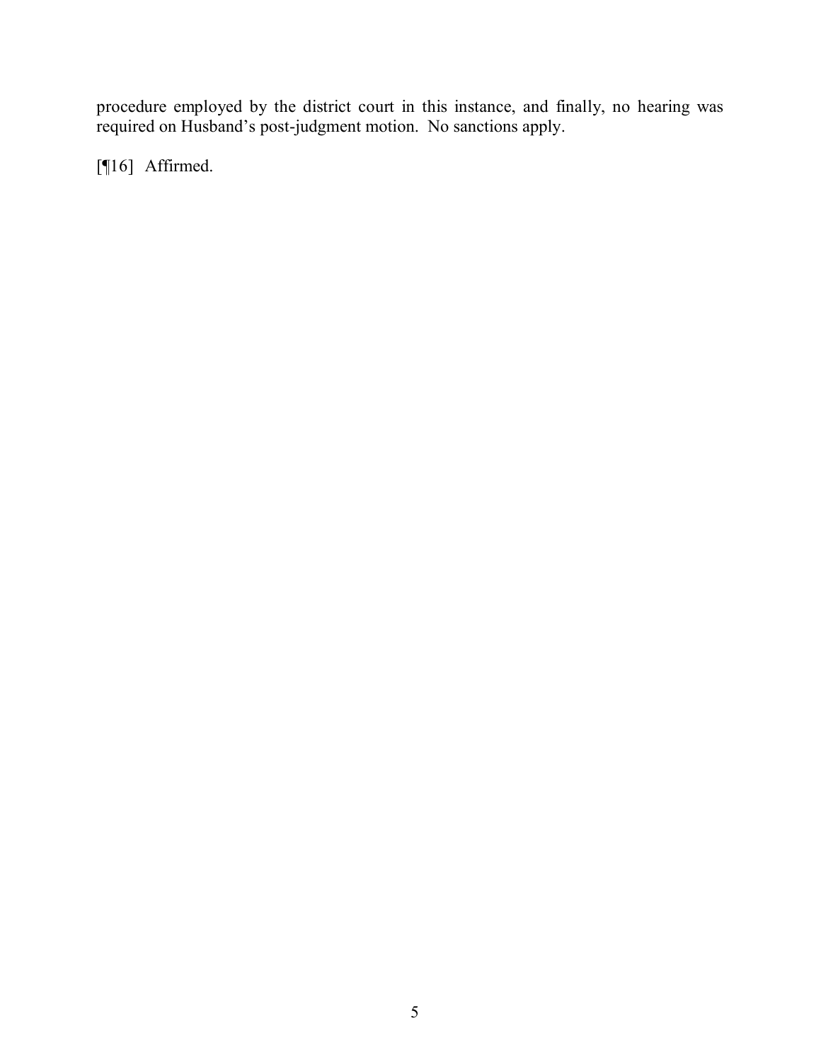procedure employed by the district court in this instance, and finally, no hearing was required on Husband's post-judgment motion. No sanctions apply.

[¶16] Affirmed.